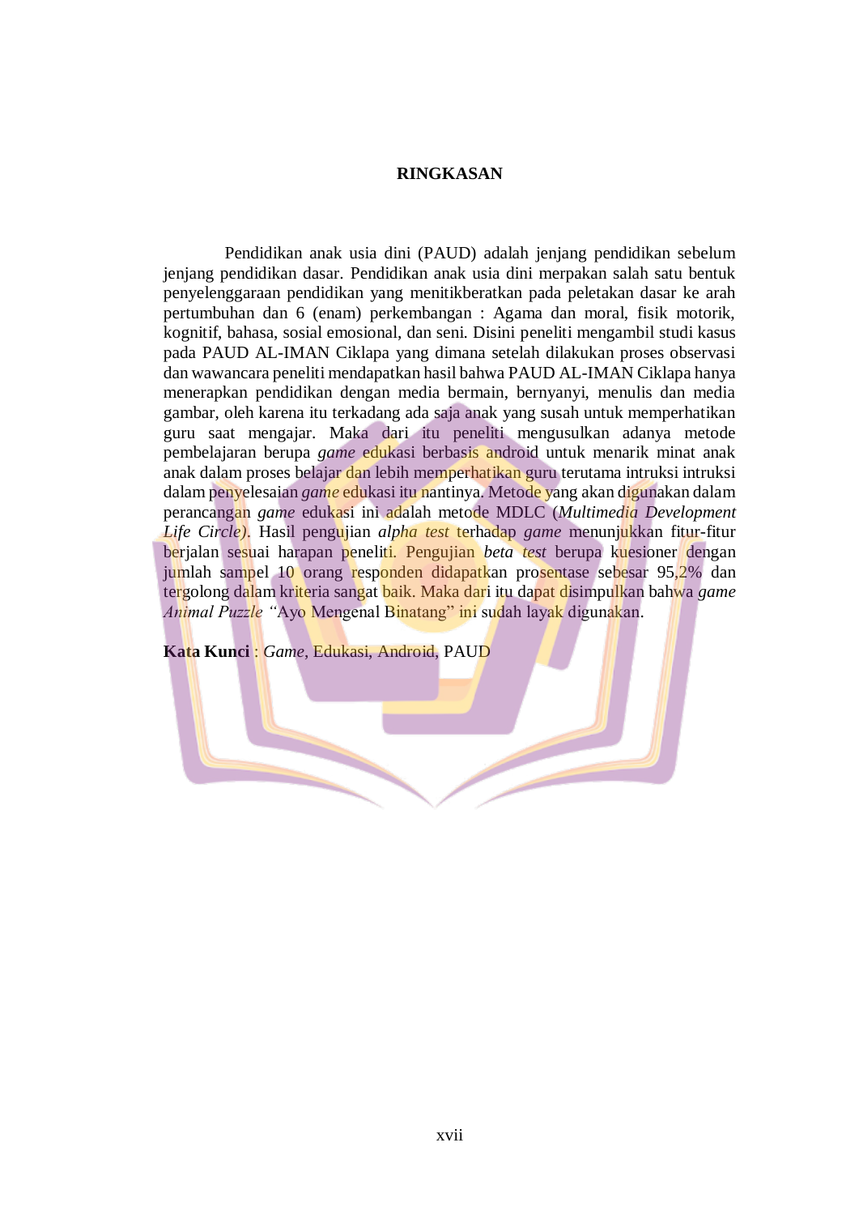# RINGKASAN

Pendidikan anak usia dini (PAUD) adalah jenjang pendidikan sebelum jenjang pendidikan dasar. Pendidikan anak usia dini merpakan salah satu bentuk penyelenggaraan pendidikan yang menitikberatkan pada peletakan dasar ke arah pertumbuhan dan 6 (enam) perkembangan : Agama dan moral, fisik motorik, kognitif, bahasa, sosial emosional, dan seni. Disini peneliti mengambil studi kasus pada PAUD AL-IMAN Ciklapa yang dimana setelah dilakukan proses observasi dan wawancara peneliti mendapatkan hasil bahwa PAUD AL-IMAN Ciklapa hanya menerapkan pendidikan dengan media bermain, bernyanyi, menulis dan media gambar, oleh karena itu terkadang ada saja anak yang susah untuk memperhatikan guru saat mengajar. Maka dari itu peneliti mengusulkan adanya metode pembelajaran berupa *game* edukasi berbasis android untuk menarik minat anak anak dalam proses belajar dan lebih memperhatikan guru terutama intruksi intruksi dalam penyelesaian *game* edukasi itu nantinya. Metode yang akan digunakan dalam perancangan *game* edukasi ini adalah metode MDLC (*Multimedia Development Life Circle*). Hasil pengujian *alpha test* terhadap *game* menunjukkan fitur-fitur berjalan sesuai harapan peneliti. Pengujian *beta test* berupa kuesioner dengan jumlah sampel 10 orang responden didapatkan prosentase sebesar 95,2% dan tergolong dalam kriteria sangat baik. Maka dari itu dapat disimpulkan bahwa *game Animal Puzzle* "Ayo Mengenal Binatang" ini sudah layak digunakan.

**Kata Kunci** : *Game*, Edukasi, Android, PAUD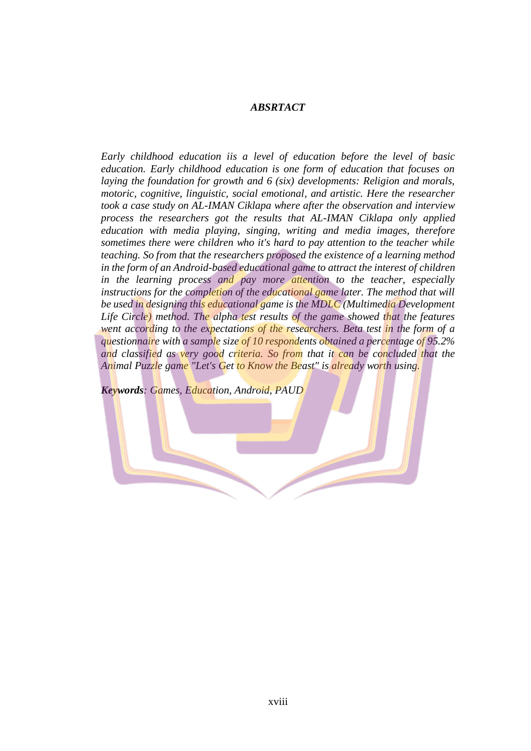# *ABSRTACT*

*Early childhood education iis a level of education before the level of basic education. Early childhood education is one form of education that focuses on laying the foundation for growth and 6 (six) developments: Religion and morals, motoric, cognitive, linguistic, social emotional, and artistic. Here the researcher took a case study on AL-IMAN Ciklapa where after the observation and interview process the researchers got the results that AL-IMAN Ciklapa only applied education with media playing, singing, writing and media images, therefore sometimes there were children who it's hard to pay attention to the teacher while teaching. So from that the researchers proposed the existence of a learning method in the form of an Android-based educational game to attract the interest of children in the learning process and pay more attention to the teacher, especially instructions for the completion of the educational game later. The method that will be used in designing this educational game is the MDLC (Multimedia Development Life Circle) method. The alpha test results of the game showed that the features went according to the expectations of the researchers. Beta test in the form of a questionnaire with a sample size of 10 respondents obtained a percentage of 95.2% and classified as very good criteria. So from that it can be concluded that the Animal Puzzle game "Let's Get to Know the Beast" is already worth using.*

***Keywords**: Games, Education, Android, PAUD*